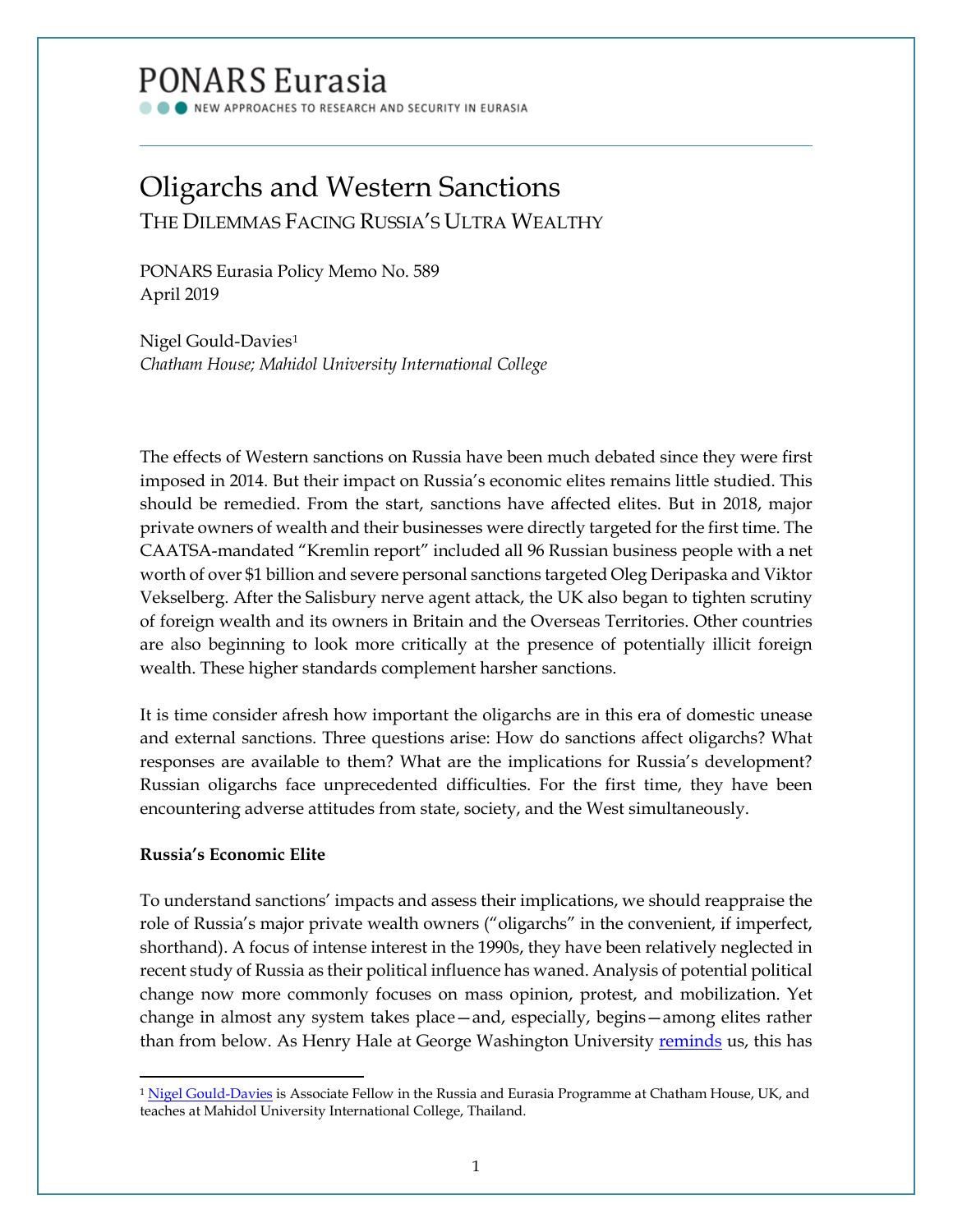# PONARS Eurasia

NEW APPROACHES TO RESEARCH AND SECURITY IN EURASIA

---

# Oligarchs and Western Sanctions

## THE DILEMMAS FACING RUSSIA'S ULTRA WEALTHY

PONARS Eurasia Policy Memo No. 589
April 2019

Nigel Gould-Davies[1]
*Chatham House; Mahidol University International College*

The effects of Western sanctions on Russia have been much debated since they were first imposed in 2014. But their impact on Russia's economic elites remains little studied. This should be remedied. From the start, sanctions have affected elites. But in 2018, major private owners of wealth and their businesses were directly targeted for the first time. The CAATSA-mandated "Kremlin report" included all 96 Russian business people with a net worth of over $1 billion and severe personal sanctions targeted Oleg Deripaska and Viktor Vekselberg. After the Salisbury nerve agent attack, the UK also began to tighten scrutiny of foreign wealth and its owners in Britain and the Overseas Territories. Other countries are also beginning to look more critically at the presence of potentially illicit foreign wealth. These higher standards complement harsher sanctions.

It is time consider afresh how important the oligarchs are in this era of domestic unease and external sanctions. Three questions arise: How do sanctions affect oligarchs? What responses are available to them? What are the implications for Russia's development? Russian oligarchs face unprecedented difficulties. For the first time, they have been encountering adverse attitudes from state, society, and the West simultaneously.

**Russia's Economic Elite**

To understand sanctions' impacts and assess their implications, we should reappraise the role of Russia's major private wealth owners ("oligarchs" in the convenient, if imperfect, shorthand). A focus of intense interest in the 1990s, they have been relatively neglected in recent study of Russia as their political influence has waned. Analysis of potential political change now more commonly focuses on mass opinion, protest, and mobilization. Yet change in almost any system takes place—and, especially, begins—among elites rather than from below. As Henry Hale at George Washington University reminds us, this has

---

[1] Nigel Gould-Davies is Associate Fellow in the Russia and Eurasia Programme at Chatham House, UK, and teaches at Mahidol University International College, Thailand.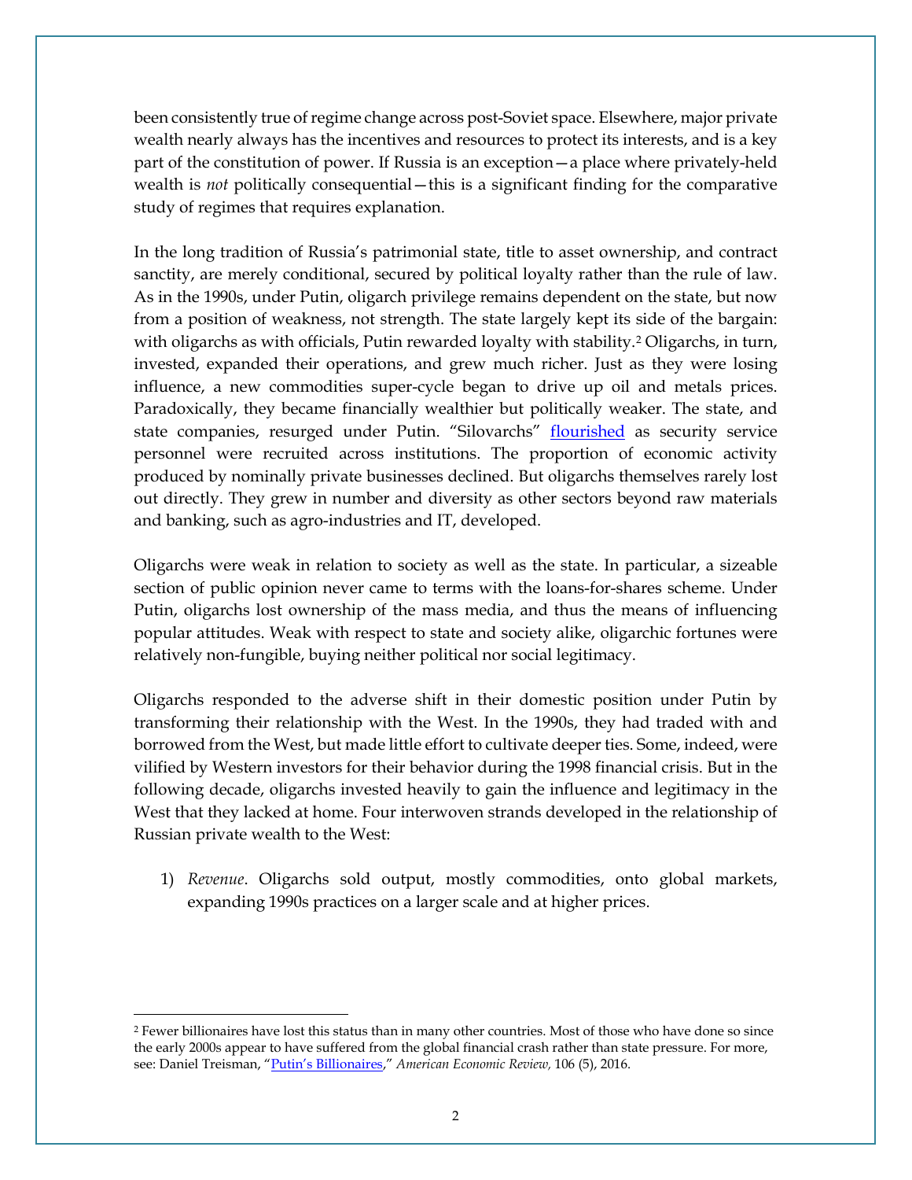been consistently true of regime change across post-Soviet space. Elsewhere, major private wealth nearly always has the incentives and resources to protect its interests, and is a key part of the constitution of power. If Russia is an exception—a place where privately-held wealth is *not* politically consequential—this is a significant finding for the comparative study of regimes that requires explanation.

In the long tradition of Russia's patrimonial state, title to asset ownership, and contract sanctity, are merely conditional, secured by political loyalty rather than the rule of law. As in the 1990s, under Putin, oligarch privilege remains dependent on the state, but now from a position of weakness, not strength. The state largely kept its side of the bargain: with oligarchs as with officials, Putin rewarded loyalty with stability.[2] Oligarchs, in turn, invested, expanded their operations, and grew much richer. Just as they were losing influence, a new commodities super-cycle began to drive up oil and metals prices. Paradoxically, they became financially wealthier but politically weaker. The state, and state companies, resurged under Putin. "Silovarchs" flourished as security service personnel were recruited across institutions. The proportion of economic activity produced by nominally private businesses declined. But oligarchs themselves rarely lost out directly. They grew in number and diversity as other sectors beyond raw materials and banking, such as agro-industries and IT, developed.

Oligarchs were weak in relation to society as well as the state. In particular, a sizeable section of public opinion never came to terms with the loans-for-shares scheme. Under Putin, oligarchs lost ownership of the mass media, and thus the means of influencing popular attitudes. Weak with respect to state and society alike, oligarchic fortunes were relatively non-fungible, buying neither political nor social legitimacy.

Oligarchs responded to the adverse shift in their domestic position under Putin by transforming their relationship with the West. In the 1990s, they had traded with and borrowed from the West, but made little effort to cultivate deeper ties. Some, indeed, were vilified by Western investors for their behavior during the 1998 financial crisis. But in the following decade, oligarchs invested heavily to gain the influence and legitimacy in the West that they lacked at home. Four interwoven strands developed in the relationship of Russian private wealth to the West:

1) *Revenue*. Oligarchs sold output, mostly commodities, onto global markets, expanding 1990s practices on a larger scale and at higher prices.

[2] Fewer billionaires have lost this status than in many other countries. Most of those who have done so since the early 2000s appear to have suffered from the global financial crash rather than state pressure. For more, see: Daniel Treisman, "Putin's Billionaires," *American Economic Review,* 106 (5), 2016.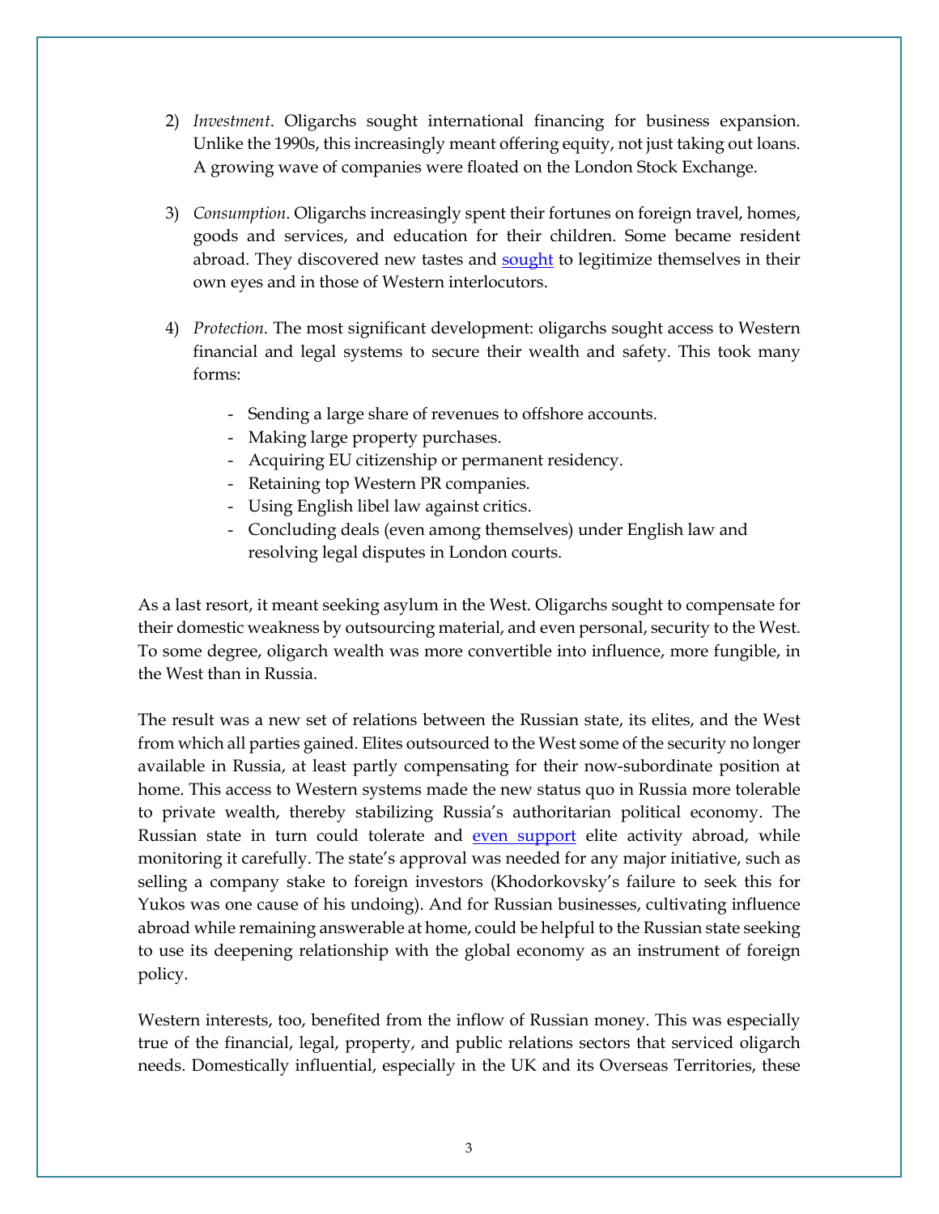2) *Investment*. Oligarchs sought international financing for business expansion. Unlike the 1990s, this increasingly meant offering equity, not just taking out loans. A growing wave of companies were floated on the London Stock Exchange.

3) *Consumption*. Oligarchs increasingly spent their fortunes on foreign travel, homes, goods and services, and education for their children. Some became resident abroad. They discovered new tastes and sought to legitimize themselves in their own eyes and in those of Western interlocutors.

4) *Protection*. The most significant development: oligarchs sought access to Western financial and legal systems to secure their wealth and safety. This took many forms:

   - Sending a large share of revenues to offshore accounts.
   - Making large property purchases.
   - Acquiring EU citizenship or permanent residency.
   - Retaining top Western PR companies.
   - Using English libel law against critics.
   - Concluding deals (even among themselves) under English law and resolving legal disputes in London courts.

As a last resort, it meant seeking asylum in the West. Oligarchs sought to compensate for their domestic weakness by outsourcing material, and even personal, security to the West. To some degree, oligarch wealth was more convertible into influence, more fungible, in the West than in Russia.

The result was a new set of relations between the Russian state, its elites, and the West from which all parties gained. Elites outsourced to the West some of the security no longer available in Russia, at least partly compensating for their now-subordinate position at home. This access to Western systems made the new status quo in Russia more tolerable to private wealth, thereby stabilizing Russia's authoritarian political economy. The Russian state in turn could tolerate and even support elite activity abroad, while monitoring it carefully. The state's approval was needed for any major initiative, such as selling a company stake to foreign investors (Khodorkovsky's failure to seek this for Yukos was one cause of his undoing). And for Russian businesses, cultivating influence abroad while remaining answerable at home, could be helpful to the Russian state seeking to use its deepening relationship with the global economy as an instrument of foreign policy.

Western interests, too, benefited from the inflow of Russian money. This was especially true of the financial, legal, property, and public relations sectors that serviced oligarch needs. Domestically influential, especially in the UK and its Overseas Territories, these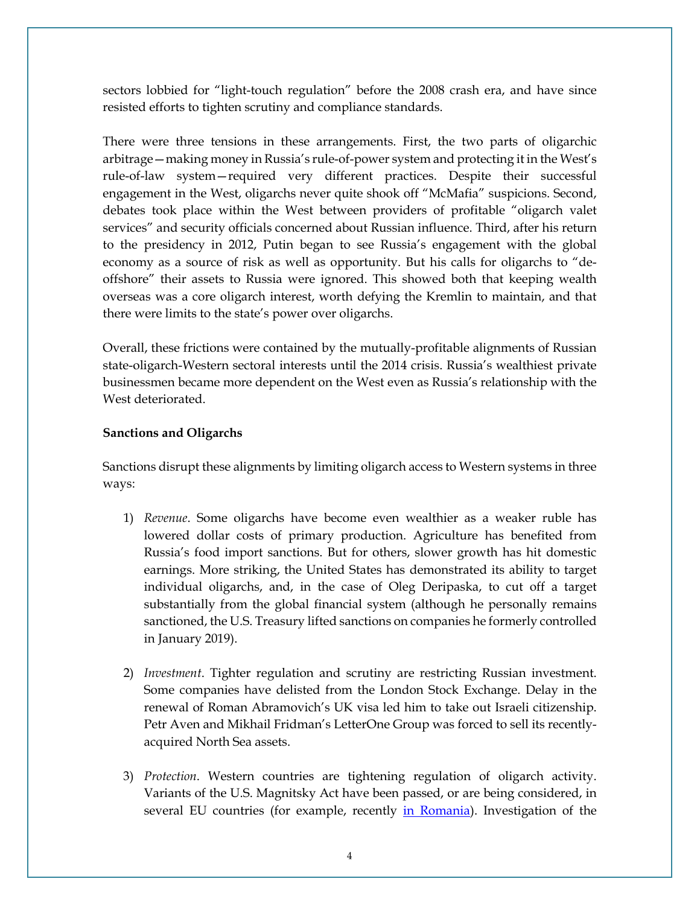sectors lobbied for "light-touch regulation" before the 2008 crash era, and have since resisted efforts to tighten scrutiny and compliance standards.

There were three tensions in these arrangements. First, the two parts of oligarchic arbitrage—making money in Russia's rule-of-power system and protecting it in the West's rule-of-law system—required very different practices. Despite their successful engagement in the West, oligarchs never quite shook off "McMafia" suspicions. Second, debates took place within the West between providers of profitable "oligarch valet services" and security officials concerned about Russian influence. Third, after his return to the presidency in 2012, Putin began to see Russia's engagement with the global economy as a source of risk as well as opportunity. But his calls for oligarchs to "de-offshore" their assets to Russia were ignored. This showed both that keeping wealth overseas was a core oligarch interest, worth defying the Kremlin to maintain, and that there were limits to the state's power over oligarchs.

Overall, these frictions were contained by the mutually-profitable alignments of Russian state-oligarch-Western sectoral interests until the 2014 crisis. Russia's wealthiest private businessmen became more dependent on the West even as Russia's relationship with the West deteriorated.

**Sanctions and Oligarchs**

Sanctions disrupt these alignments by limiting oligarch access to Western systems in three ways:

1) *Revenue*. Some oligarchs have become even wealthier as a weaker ruble has lowered dollar costs of primary production. Agriculture has benefited from Russia's food import sanctions. But for others, slower growth has hit domestic earnings. More striking, the United States has demonstrated its ability to target individual oligarchs, and, in the case of Oleg Deripaska, to cut off a target substantially from the global financial system (although he personally remains sanctioned, the U.S. Treasury lifted sanctions on companies he formerly controlled in January 2019).

2) *Investment*. Tighter regulation and scrutiny are restricting Russian investment. Some companies have delisted from the London Stock Exchange. Delay in the renewal of Roman Abramovich's UK visa led him to take out Israeli citizenship. Petr Aven and Mikhail Fridman's LetterOne Group was forced to sell its recently-acquired North Sea assets.

3) *Protection*. Western countries are tightening regulation of oligarch activity. Variants of the U.S. Magnitsky Act have been passed, or are being considered, in several EU countries (for example, recently in Romania). Investigation of the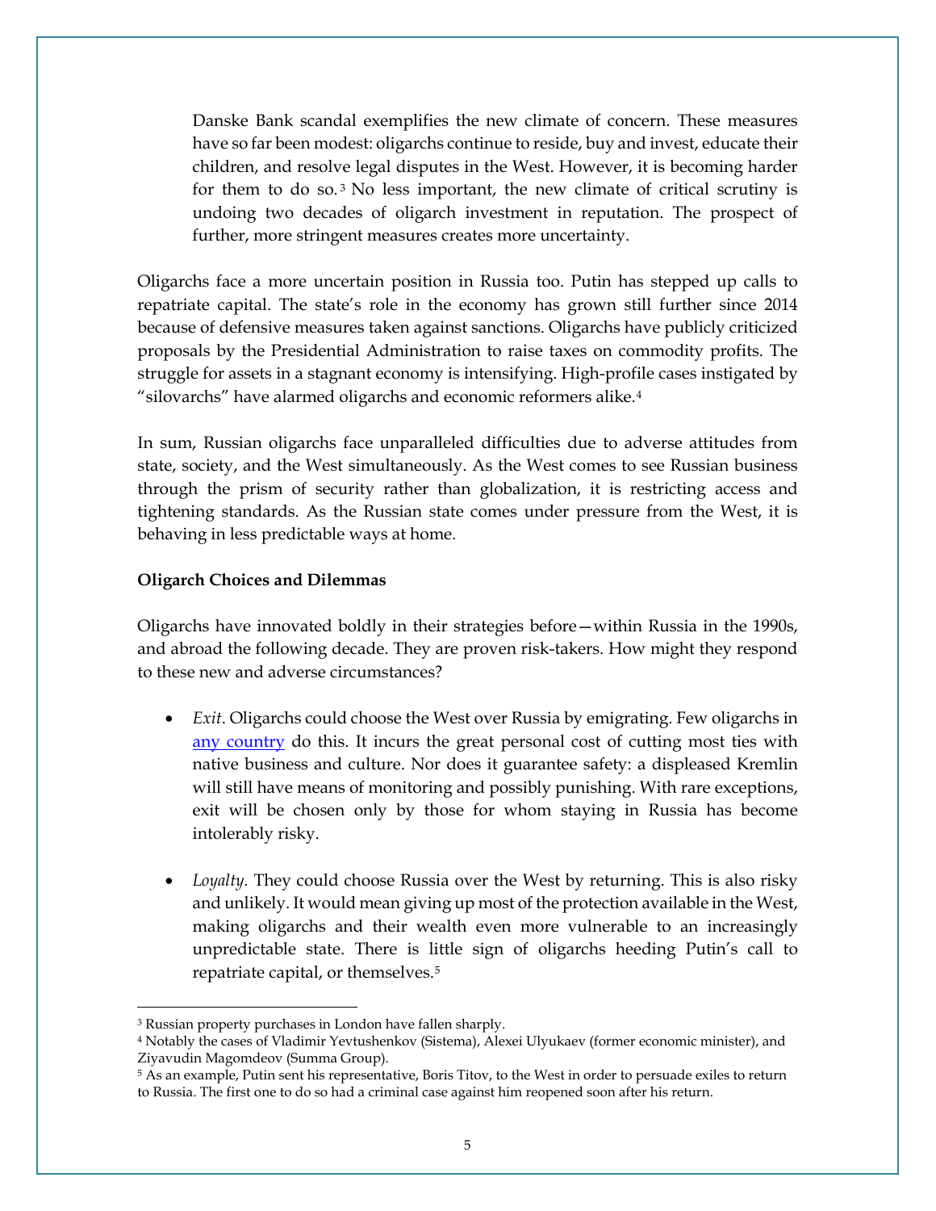Danske Bank scandal exemplifies the new climate of concern. These measures have so far been modest: oligarchs continue to reside, buy and invest, educate their children, and resolve legal disputes in the West. However, it is becoming harder for them to do so.[3] No less important, the new climate of critical scrutiny is undoing two decades of oligarch investment in reputation. The prospect of further, more stringent measures creates more uncertainty.

Oligarchs face a more uncertain position in Russia too. Putin has stepped up calls to repatriate capital. The state's role in the economy has grown still further since 2014 because of defensive measures taken against sanctions. Oligarchs have publicly criticized proposals by the Presidential Administration to raise taxes on commodity profits. The struggle for assets in a stagnant economy is intensifying. High-profile cases instigated by "silovarchs" have alarmed oligarchs and economic reformers alike.[4]

In sum, Russian oligarchs face unparalleled difficulties due to adverse attitudes from state, society, and the West simultaneously. As the West comes to see Russian business through the prism of security rather than globalization, it is restricting access and tightening standards. As the Russian state comes under pressure from the West, it is behaving in less predictable ways at home.

**Oligarch Choices and Dilemmas**

Oligarchs have innovated boldly in their strategies before—within Russia in the 1990s, and abroad the following decade. They are proven risk-takers. How might they respond to these new and adverse circumstances?

- *Exit*. Oligarchs could choose the West over Russia by emigrating. Few oligarchs in any country do this. It incurs the great personal cost of cutting most ties with native business and culture. Nor does it guarantee safety: a displeased Kremlin will still have means of monitoring and possibly punishing. With rare exceptions, exit will be chosen only by those for whom staying in Russia has become intolerably risky.

- *Loyalty*. They could choose Russia over the West by returning. This is also risky and unlikely. It would mean giving up most of the protection available in the West, making oligarchs and their wealth even more vulnerable to an increasingly unpredictable state. There is little sign of oligarchs heeding Putin's call to repatriate capital, or themselves.[5]

---

[3] Russian property purchases in London have fallen sharply.

[4] Notably the cases of Vladimir Yevtushenkov (Sistema), Alexei Ulyukaev (former economic minister), and Ziyavudin Magomdeov (Summa Group).

[5] As an example, Putin sent his representative, Boris Titov, to the West in order to persuade exiles to return to Russia. The first one to do so had a criminal case against him reopened soon after his return.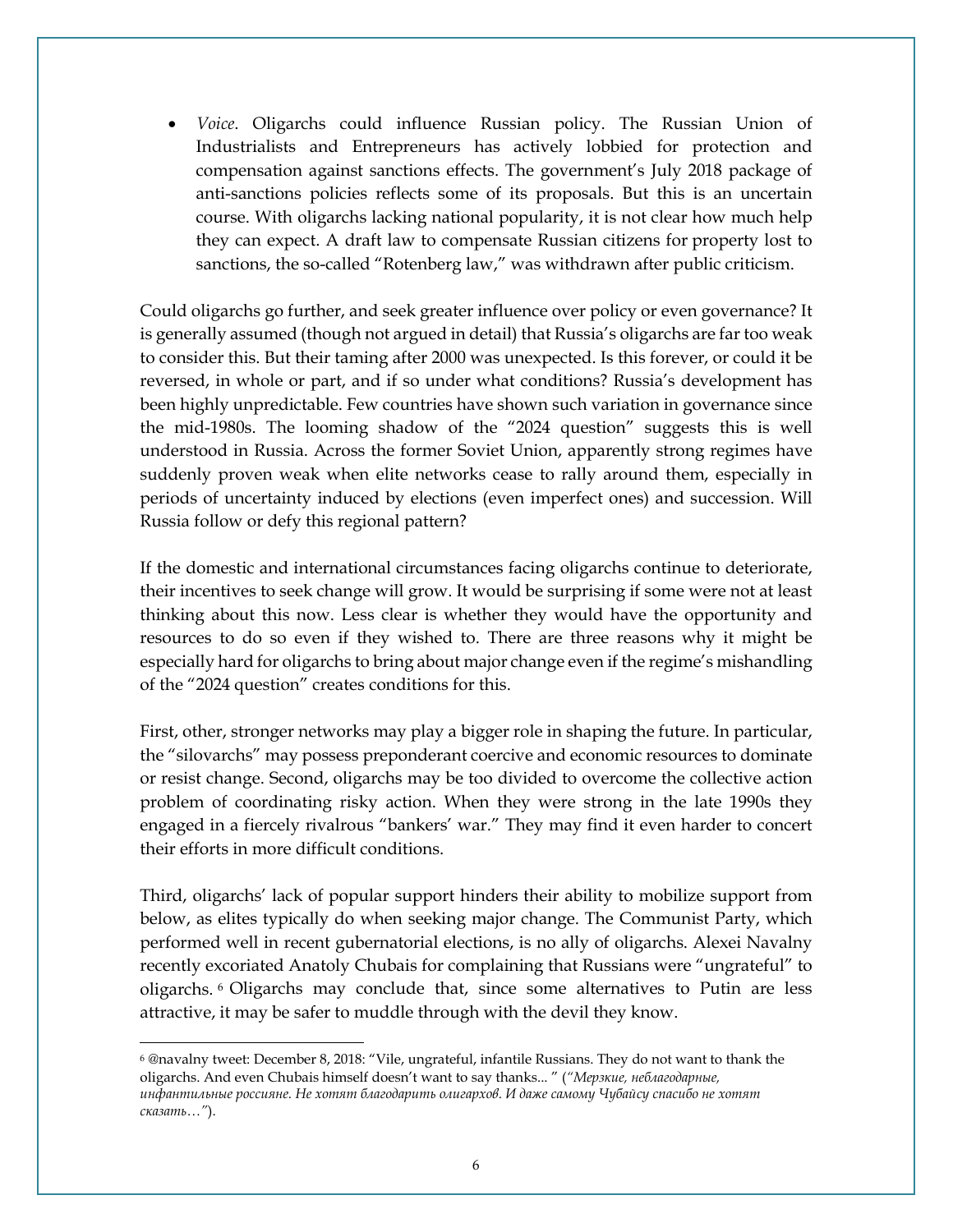- *Voice*. Oligarchs could influence Russian policy. The Russian Union of Industrialists and Entrepreneurs has actively lobbied for protection and compensation against sanctions effects. The government's July 2018 package of anti-sanctions policies reflects some of its proposals. But this is an uncertain course. With oligarchs lacking national popularity, it is not clear how much help they can expect. A draft law to compensate Russian citizens for property lost to sanctions, the so-called "Rotenberg law," was withdrawn after public criticism.

Could oligarchs go further, and seek greater influence over policy or even governance? It is generally assumed (though not argued in detail) that Russia's oligarchs are far too weak to consider this. But their taming after 2000 was unexpected. Is this forever, or could it be reversed, in whole or part, and if so under what conditions? Russia's development has been highly unpredictable. Few countries have shown such variation in governance since the mid-1980s. The looming shadow of the "2024 question" suggests this is well understood in Russia. Across the former Soviet Union, apparently strong regimes have suddenly proven weak when elite networks cease to rally around them, especially in periods of uncertainty induced by elections (even imperfect ones) and succession. Will Russia follow or defy this regional pattern?

If the domestic and international circumstances facing oligarchs continue to deteriorate, their incentives to seek change will grow. It would be surprising if some were not at least thinking about this now. Less clear is whether they would have the opportunity and resources to do so even if they wished to. There are three reasons why it might be especially hard for oligarchs to bring about major change even if the regime's mishandling of the "2024 question" creates conditions for this.

First, other, stronger networks may play a bigger role in shaping the future. In particular, the "silovarchs" may possess preponderant coercive and economic resources to dominate or resist change. Second, oligarchs may be too divided to overcome the collective action problem of coordinating risky action. When they were strong in the late 1990s they engaged in a fiercely rivalrous "bankers' war." They may find it even harder to concert their efforts in more difficult conditions.

Third, oligarchs' lack of popular support hinders their ability to mobilize support from below, as elites typically do when seeking major change. The Communist Party, which performed well in recent gubernatorial elections, is no ally of oligarchs. Alexei Navalny recently excoriated Anatoly Chubais for complaining that Russians were "ungrateful" to oligarchs.[6] Oligarchs may conclude that, since some alternatives to Putin are less attractive, it may be safer to muddle through with the devil they know.

---

[6] @navalny tweet: December 8, 2018: "Vile, ungrateful, infantile Russians. They do not want to thank the oligarchs. And even Chubais himself doesn't want to say thanks... " (*"Мерзкие, неблагодарные, инфантильные россияне. Не хотят благодарить олигархов. И даже самому Чубайсу спасибо не хотят сказать…"*).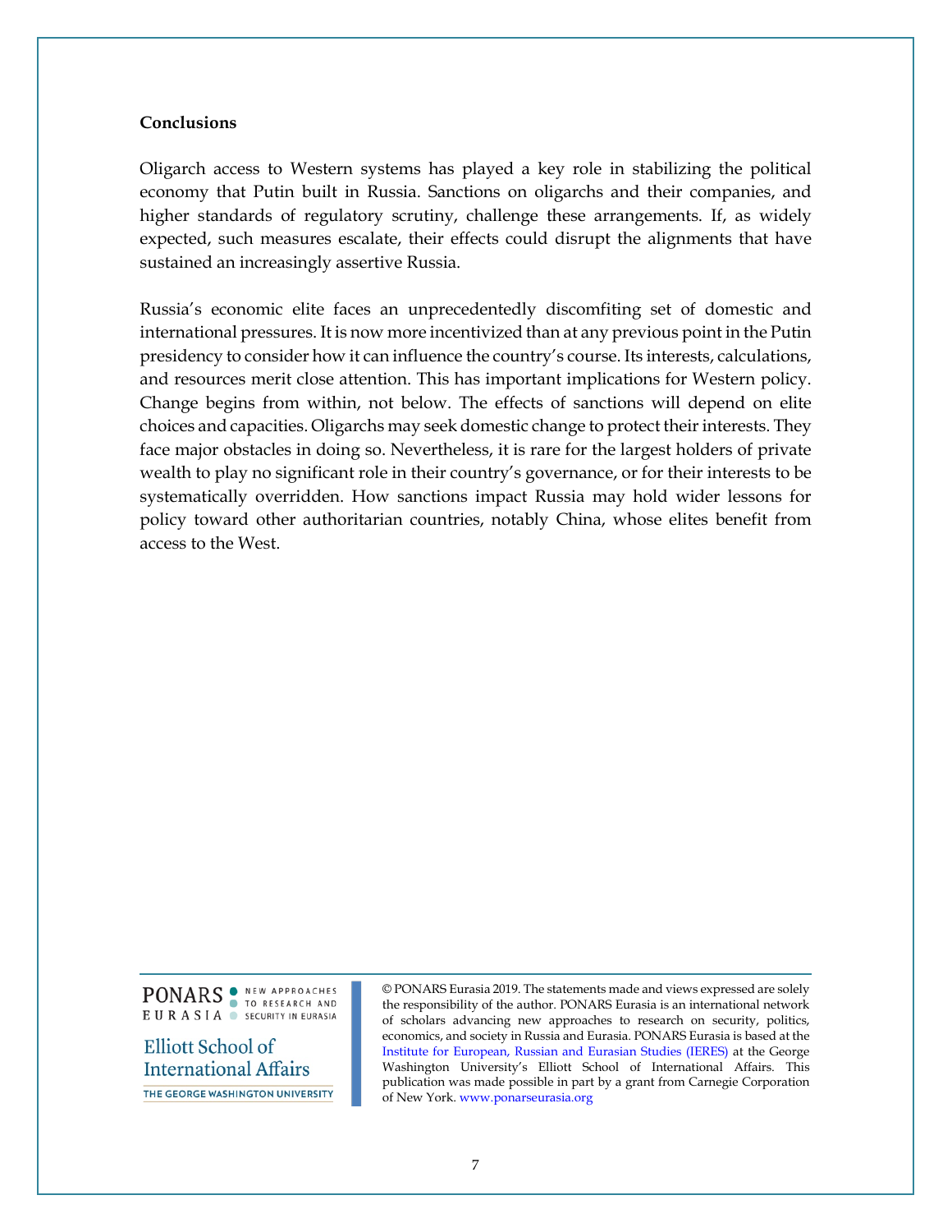**Conclusions**

Oligarch access to Western systems has played a key role in stabilizing the political economy that Putin built in Russia. Sanctions on oligarchs and their companies, and higher standards of regulatory scrutiny, challenge these arrangements. If, as widely expected, such measures escalate, their effects could disrupt the alignments that have sustained an increasingly assertive Russia.

Russia's economic elite faces an unprecedentedly discomfiting set of domestic and international pressures. It is now more incentivized than at any previous point in the Putin presidency to consider how it can influence the country's course. Its interests, calculations, and resources merit close attention. This has important implications for Western policy. Change begins from within, not below. The effects of sanctions will depend on elite choices and capacities. Oligarchs may seek domestic change to protect their interests. They face major obstacles in doing so. Nevertheless, it is rare for the largest holders of private wealth to play no significant role in their country's governance, or for their interests to be systematically overridden. How sanctions impact Russia may hold wider lessons for policy toward other authoritarian countries, notably China, whose elites benefit from access to the West.

PONARS EURASIA — NEW APPROACHES TO RESEARCH AND SECURITY IN EURASIA

Elliott School of International Affairs
THE GEORGE WASHINGTON UNIVERSITY

© PONARS Eurasia 2019. The statements made and views expressed are solely the responsibility of the author. PONARS Eurasia is an international network of scholars advancing new approaches to research on security, politics, economics, and society in Russia and Eurasia. PONARS Eurasia is based at the Institute for European, Russian and Eurasian Studies (IERES) at the George Washington University's Elliott School of International Affairs. This publication was made possible in part by a grant from Carnegie Corporation of New York. www.ponarseurasia.org